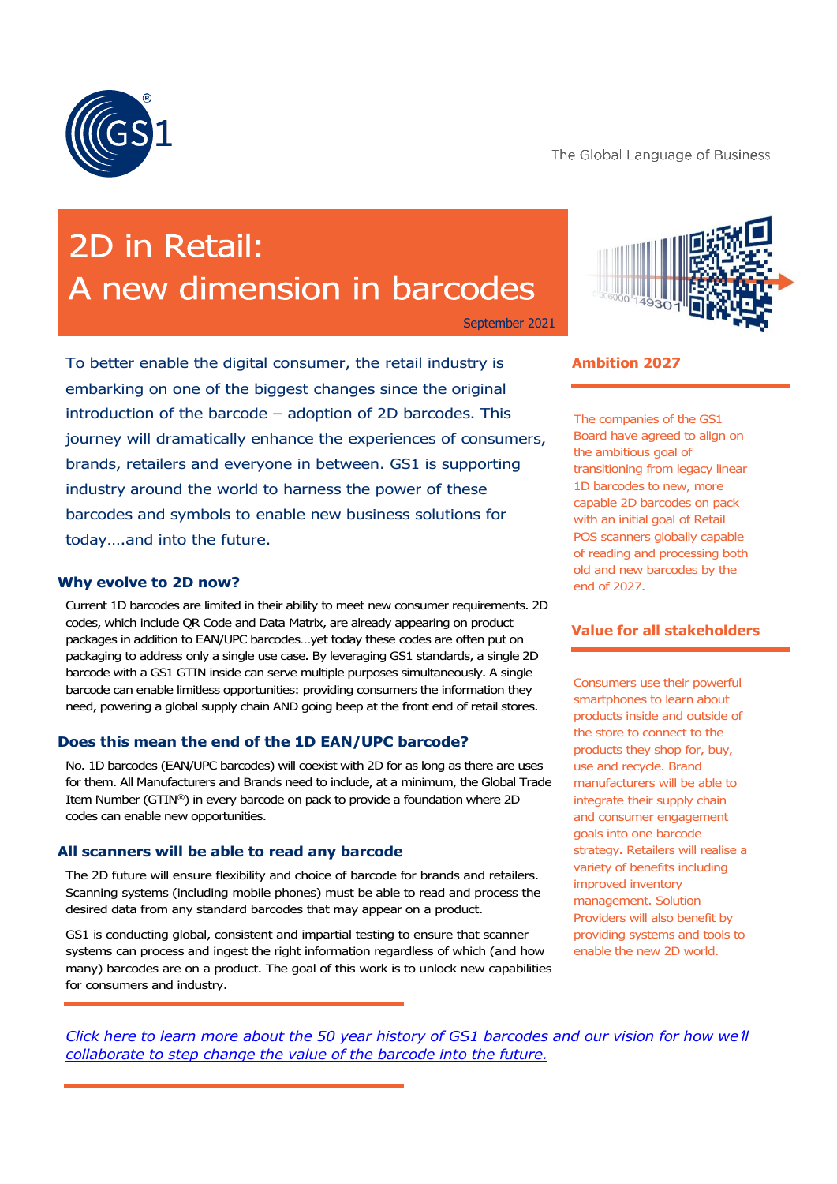The Global Language of Business

# 2D in Retail: A new dimension in barcodes

September 2021

To better enable the digital consumer, the retail industry is embarking on one of the biggest changes since the original introduction of the barcode – adoption of 2D barcodes. This journey will dramatically enhance the experiences of consumers, brands, retailers and everyone in between. GS1 is supporting industry around the world to harness the power of these barcodes and symbols to enable new business solutions for today….and into the future.

## Why evolve to 2D now?

Current 1D barcodes are limited in their ability to meet new consumer requirements. 2D codes, which include QR Code and Data Matrix, are already appearing on product packages in addition to EAN/UPC barcodes…yet today these codes are often put on packaging to address only a single use case. By leveraging GS1 standards, a single 2D barcode with a GS1 GTIN inside can serve multiple purposes simultaneously. A single barcode can enable limitless opportunities: providing consumers the information they need, powering a global supply chain AND going beep at the front end of retail stores.

## Does this mean the end of the 1D EAN/UPC barcode?

No. 1D barcodes (EAN/UPC barcodes) will coexist with 2D for as long as there are uses for them. All Manufacturers and Brands need to include, at a minimum, the Global Trade Item Number (GTIN®) in every barcode on pack to provide a foundation where 2D codes can enable new opportunities.

## All scanners will be able to read any barcode

The 2D future will ensure flexibility and choice of barcode for brands and retailers. Scanning systems (including mobile phones) must be able to read and process the desired data from any standard barcodes that may appear on a product.

GS1 is conducting global, consistent and impartial testing to ensure that scanner systems can process and ingest the right information regardless of which (and how many) barcodes are on a product. The goal of this work is to unlock new capabilities for consumers and industry.

*Click here to learn more about the 50 year history of GS1 barcodes and our vision for how we'll collaborate to step change the value of the barcode into the future.*

## Ambition 2027

The companies of the GS1 Board have agreed to align on the ambitious goal of transitioning from legacy linear 1D barcodes to new, more capable 2D barcodes on pack with an initial goal of Retail POS scanners globally capable of reading and processing both old and new barcodes by the end of 2027.

## Value for all stakeholders

Consumers use their powerful smartphones to learn about products inside and outside of the store to connect to the products they shop for, buy, use and recycle. Brand manufacturers will be able to integrate their supply chain and consumer engagement goals into one barcode strategy. Retailers will realise a variety of benefits including improved inventory management. Solution Providers will also benefit by providing systems and tools to enable the new 2D world.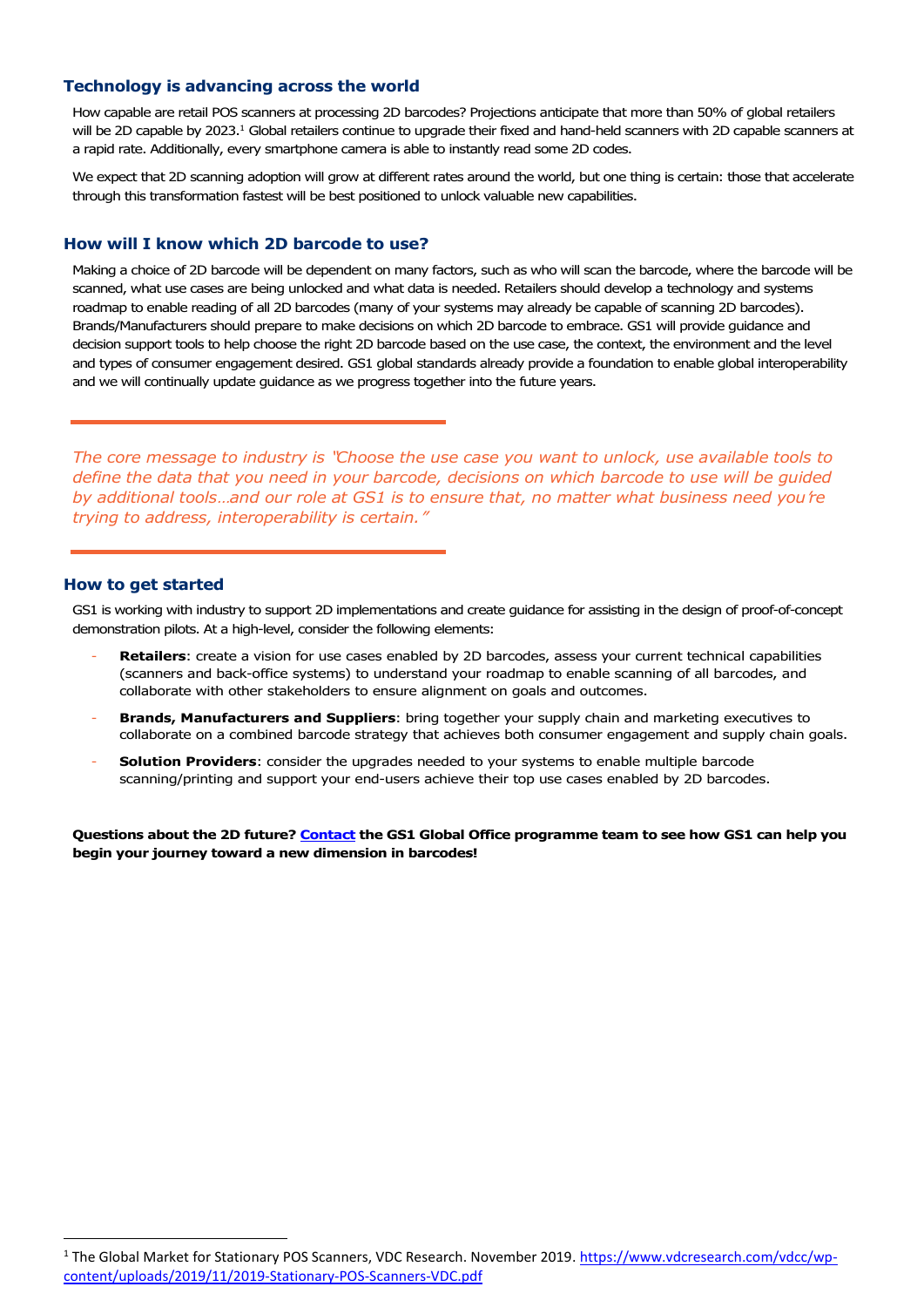## Technology is advancing across the world

How capable are retail POS scanners at processing 2D barcodes? Projections anticipate that more than 50% of global retailers will be 2D capable by 2023.[1] Global retailers continue to upgrade their fixed and hand-held scanners with 2D capable scanners at a rapid rate. Additionally, every smartphone camera is able to instantly read some 2D codes.

We expect that 2D scanning adoption will grow at different rates around the world, but one thing is certain: those that accelerate through this transformation fastest will be best positioned to unlock valuable new capabilities.

## How will I know which 2D barcode to use?

Making a choice of 2D barcode will be dependent on many factors, such as who will scan the barcode, where the barcode will be scanned, what use cases are being unlocked and what data is needed. Retailers should develop a technology and systems roadmap to enable reading of all 2D barcodes (many of your systems may already be capable of scanning 2D barcodes). Brands/Manufacturers should prepare to make decisions on which 2D barcode to embrace. GS1 will provide guidance and decision support tools to help choose the right 2D barcode based on the use case, the context, the environment and the level and types of consumer engagement desired. GS1 global standards already provide a foundation to enable global interoperability and we will continually update guidance as we progress together into the future years.

---

*The core message to industry is "Choose the use case you want to unlock, use available tools to define the data that you need in your barcode, decisions on which barcode to use will be guided by additional tools…and our role at GS1 is to ensure that, no matter what business need you're trying to address, interoperability is certain."*

---

## How to get started

GS1 is working with industry to support 2D implementations and create guidance for assisting in the design of proof-of-concept demonstration pilots. At a high-level, consider the following elements:

- **Retailers**: create a vision for use cases enabled by 2D barcodes, assess your current technical capabilities (scanners and back-office systems) to understand your roadmap to enable scanning of all barcodes, and collaborate with other stakeholders to ensure alignment on goals and outcomes.
- **Brands, Manufacturers and Suppliers**: bring together your supply chain and marketing executives to collaborate on a combined barcode strategy that achieves both consumer engagement and supply chain goals.
- **Solution Providers**: consider the upgrades needed to your systems to enable multiple barcode scanning/printing and support your end-users achieve their top use cases enabled by 2D barcodes.

**Questions about the 2D future? Contact the GS1 Global Office programme team to see how GS1 can help you begin your journey toward a new dimension in barcodes!**

---

[1] The Global Market for Stationary POS Scanners, VDC Research. November 2019. https://www.vdcresearch.com/vdcc/wp-content/uploads/2019/11/2019-Stationary-POS-Scanners-VDC.pdf